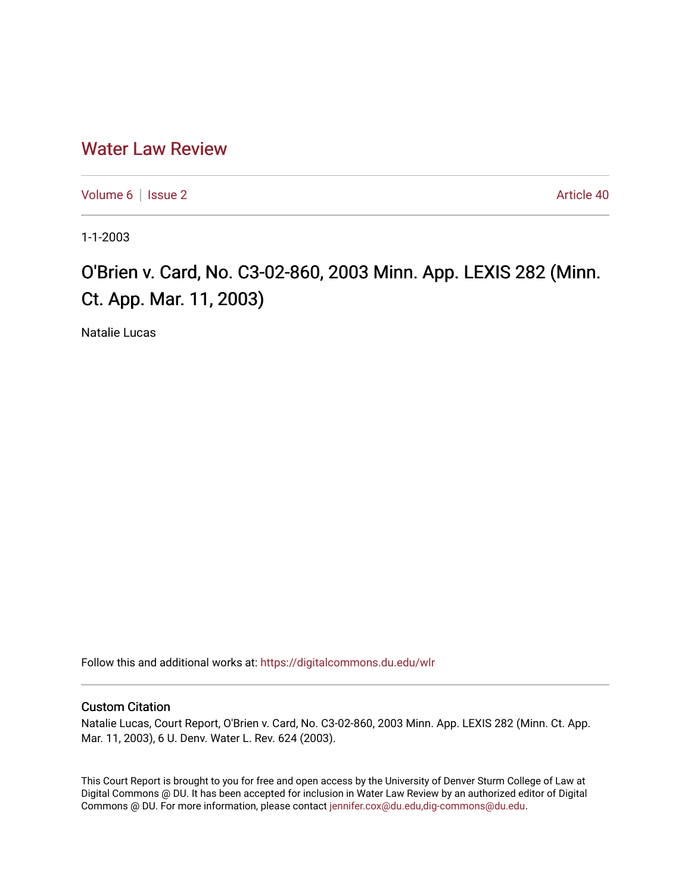# Water Law Review

Volume 6 | Issue 2 Article 40

1-1-2003

## O'Brien v. Card, No. C3-02-860, 2003 Minn. App. LEXIS 282 (Minn. Ct. App. Mar. 11, 2003)

Natalie Lucas

Follow this and additional works at: https://digitalcommons.du.edu/wlr

### Custom Citation

Natalie Lucas, Court Report, O'Brien v. Card, No. C3-02-860, 2003 Minn. App. LEXIS 282 (Minn. Ct. App. Mar. 11, 2003), 6 U. Denv. Water L. Rev. 624 (2003).

This Court Report is brought to you for free and open access by the University of Denver Sturm College of Law at Digital Commons @ DU. It has been accepted for inclusion in Water Law Review by an authorized editor of Digital Commons @ DU. For more information, please contact jennifer.cox@du.edu,dig-commons@du.edu.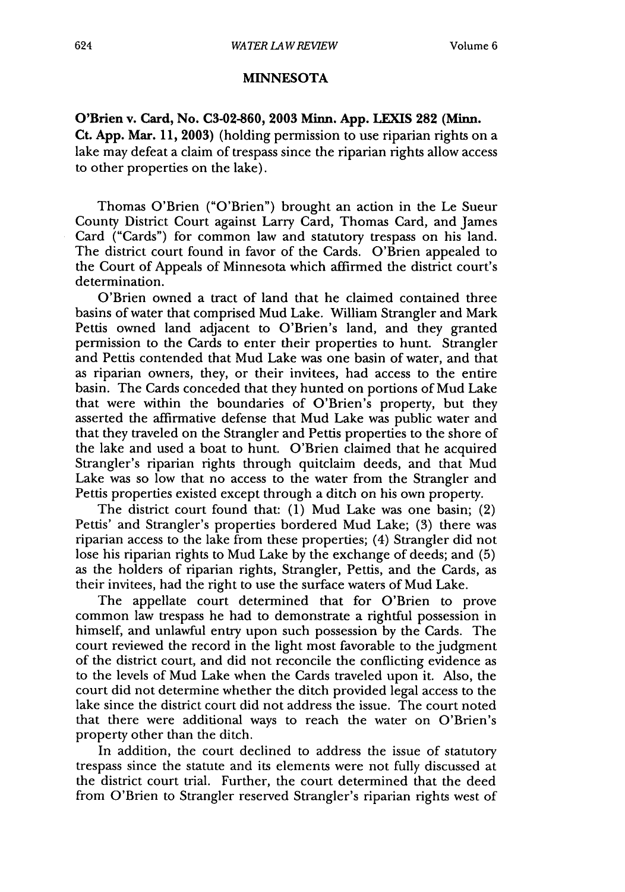## MINNESOTA

**O'Brien v. Card, No. C3-02-860, 2003 Minn. App. LEXIS 282 (Minn. Ct. App. Mar. 11, 2003)** (holding permission to use riparian rights on a lake may defeat a claim of trespass since the riparian rights allow access to other properties on the lake).

Thomas O'Brien ("O'Brien") brought an action in the Le Sueur County District Court against Larry Card, Thomas Card, and James Card ("Cards") for common law and statutory trespass on his land. The district court found in favor of the Cards. O'Brien appealed to the Court of Appeals of Minnesota which affirmed the district court's determination.

O'Brien owned a tract of land that he claimed contained three basins of water that comprised Mud Lake. William Strangler and Mark Pettis owned land adjacent to O'Brien's land, and they granted permission to the Cards to enter their properties to hunt. Strangler and Pettis contended that Mud Lake was one basin of water, and that as riparian owners, they, or their invitees, had access to the entire basin. The Cards conceded that they hunted on portions of Mud Lake that were within the boundaries of O'Brien's property, but they asserted the affirmative defense that Mud Lake was public water and that they traveled on the Strangler and Pettis properties to the shore of the lake and used a boat to hunt. O'Brien claimed that he acquired Strangler's riparian rights through quitclaim deeds, and that Mud Lake was so low that no access to the water from the Strangler and Pettis properties existed except through a ditch on his own property.

The district court found that: (1) Mud Lake was one basin; (2) Pettis' and Strangler's properties bordered Mud Lake; (3) there was riparian access to the lake from these properties; (4) Strangler did not lose his riparian rights to Mud Lake by the exchange of deeds; and (5) as the holders of riparian rights, Strangler, Pettis, and the Cards, as their invitees, had the right to use the surface waters of Mud Lake.

The appellate court determined that for O'Brien to prove common law trespass he had to demonstrate a rightful possession in himself, and unlawful entry upon such possession by the Cards. The court reviewed the record in the light most favorable to the judgment of the district court, and did not reconcile the conflicting evidence as to the levels of Mud Lake when the Cards traveled upon it. Also, the court did not determine whether the ditch provided legal access to the lake since the district court did not address the issue. The court noted that there were additional ways to reach the water on O'Brien's property other than the ditch.

In addition, the court declined to address the issue of statutory trespass since the statute and its elements were not fully discussed at the district court trial. Further, the court determined that the deed from O'Brien to Strangler reserved Strangler's riparian rights west of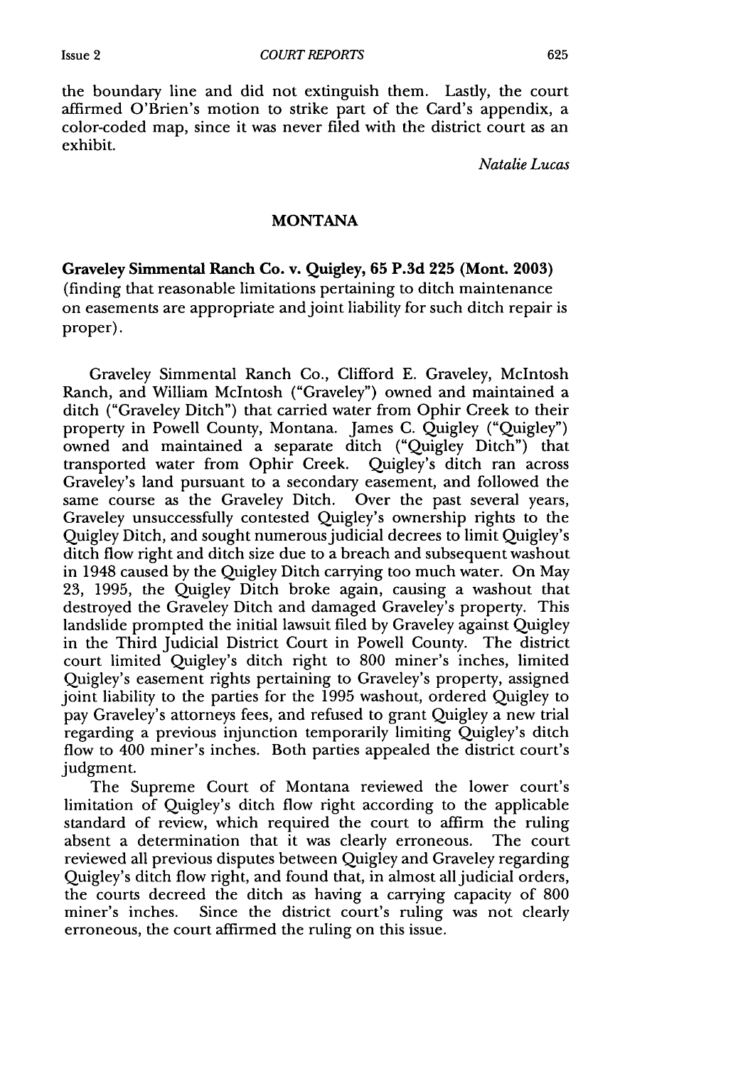the boundary line and did not extinguish them. Lastly, the court affirmed O'Brien's motion to strike part of the Card's appendix, a color-coded map, since it was never filed with the district court as an exhibit.

*Natalie Lucas*

## MONTANA

**Graveley Simmental Ranch Co. v. Quigley, 65 P.3d 225 (Mont. 2003)** (finding that reasonable limitations pertaining to ditch maintenance on easements are appropriate and joint liability for such ditch repair is proper).

Graveley Simmental Ranch Co., Clifford E. Graveley, McIntosh Ranch, and William McIntosh ("Graveley") owned and maintained a ditch ("Graveley Ditch") that carried water from Ophir Creek to their property in Powell County, Montana. James C. Quigley ("Quigley") owned and maintained a separate ditch ("Quigley Ditch") that transported water from Ophir Creek. Quigley's ditch ran across Graveley's land pursuant to a secondary easement, and followed the same course as the Graveley Ditch. Over the past several years, Graveley unsuccessfully contested Quigley's ownership rights to the Quigley Ditch, and sought numerous judicial decrees to limit Quigley's ditch flow right and ditch size due to a breach and subsequent washout in 1948 caused by the Quigley Ditch carrying too much water. On May 23, 1995, the Quigley Ditch broke again, causing a washout that destroyed the Graveley Ditch and damaged Graveley's property. This landslide prompted the initial lawsuit filed by Graveley against Quigley in the Third Judicial District Court in Powell County. The district court limited Quigley's ditch right to 800 miner's inches, limited Quigley's easement rights pertaining to Graveley's property, assigned joint liability to the parties for the 1995 washout, ordered Quigley to pay Graveley's attorneys fees, and refused to grant Quigley a new trial regarding a previous injunction temporarily limiting Quigley's ditch flow to 400 miner's inches. Both parties appealed the district court's judgment.

The Supreme Court of Montana reviewed the lower court's limitation of Quigley's ditch flow right according to the applicable standard of review, which required the court to affirm the ruling absent a determination that it was clearly erroneous. The court reviewed all previous disputes between Quigley and Graveley regarding Quigley's ditch flow right, and found that, in almost all judicial orders, the courts decreed the ditch as having a carrying capacity of 800 miner's inches. Since the district court's ruling was not clearly erroneous, the court affirmed the ruling on this issue.